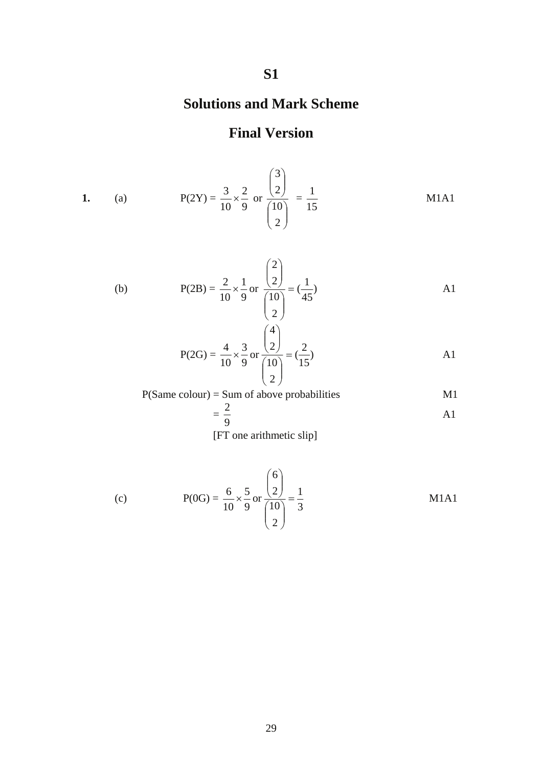# S1

## Solutions and Mark Scheme

## Final Version

**1.** (a) $\text{P(2Y)} = \frac{3}{10} \times \frac{2}{9}$ or $\frac{\binom{3}{2}}{\binom{10}{2}} = \frac{1}{15}$ M1A1

(b) $\text{P(2B)} = \frac{2}{10} \times \frac{1}{9}$ or $\frac{\binom{2}{2}}{\binom{10}{2}} = (\frac{1}{45})$ A1

$\text{P(2G)} = \frac{4}{10} \times \frac{3}{9}$ or $\frac{\binom{4}{2}}{\binom{10}{2}} = (\frac{2}{15})$ A1

P(Same colour) = Sum of above probabilities M1

$= \frac{2}{9}$ A1

[FT one arithmetic slip]

(c) $\text{P(0G)} = \frac{6}{10} \times \frac{5}{9}$ or $\frac{\binom{6}{2}}{\binom{10}{2}} = \frac{1}{3}$ M1A1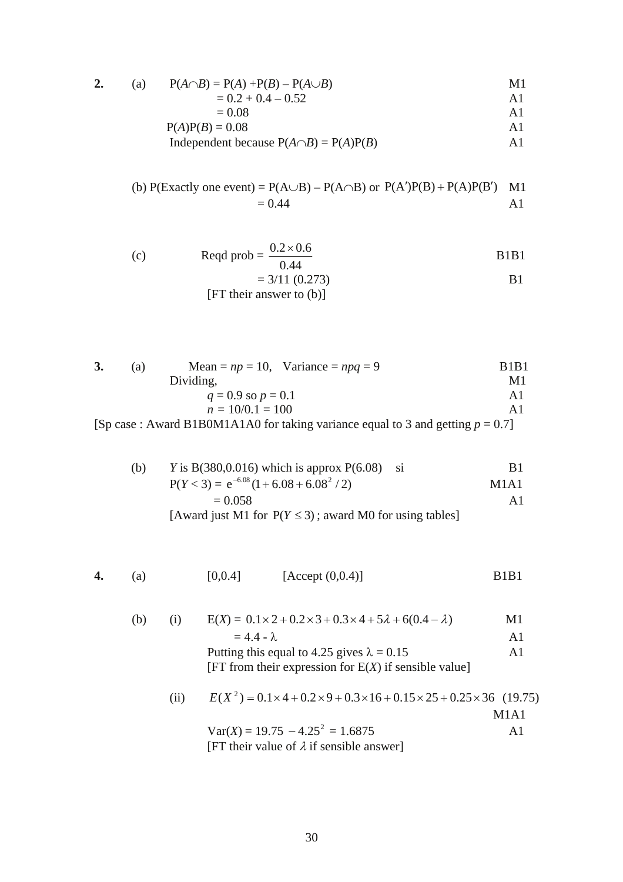**2.** (a) $P(A \cap B) = P(A) + P(B) - P(A \cup B)$ M1

$= 0.2 + 0.4 - 0.52$ A1

$= 0.08$ A1

$P(A)P(B) = 0.08$ A1

Independent because $P(A \cap B) = P(A)P(B)$ A1

(b) P(Exactly one event) = $P(A \cup B) - P(A \cap B)$ or $P(A')P(B) + P(A)P(B')$ M1

$= 0.44$ A1

(c) Reqd prob = $\dfrac{0.2 \times 0.6}{0.44}$ B1B1

$= 3/11$ (0.273) B1

[FT their answer to (b)]

**3.** (a) Mean = $np = 10$, Variance = $npq = 9$ B1B1

Dividing, M1

$q = 0.9$ so $p = 0.1$ A1

$n = 10/0.1 = 100$ A1

[Sp case : Award B1B0M1A1A0 for taking variance equal to 3 and getting $p = 0.7$]

(b) $Y$ is B(380,0.016) which is approx P(6.08) si B1

$P(Y < 3) = e^{-6.08}(1 + 6.08 + 6.08^2/2)$ M1A1

$= 0.058$ A1

[Award just M1 for $P(Y \le 3)$ ; award M0 for using tables]

**4.** (a) [0,0.4] [Accept (0,0.4)] B1B1

(b) (i) $E(X) = 0.1 \times 2 + 0.2 \times 3 + 0.3 \times 4 + 5\lambda + 6(0.4 - \lambda)$ M1

$= 4.4 - \lambda$ A1

Putting this equal to 4.25 gives $\lambda = 0.15$ A1

[FT from their expression for $E(X)$ if sensible value]

(ii) $E(X^2) = 0.1 \times 4 + 0.2 \times 9 + 0.3 \times 16 + 0.15 \times 25 + 0.25 \times 36$ (19.75) M1A1

$\text{Var}(X) = 19.75 - 4.25^2 = 1.6875$ A1

[FT their value of $\lambda$ if sensible answer]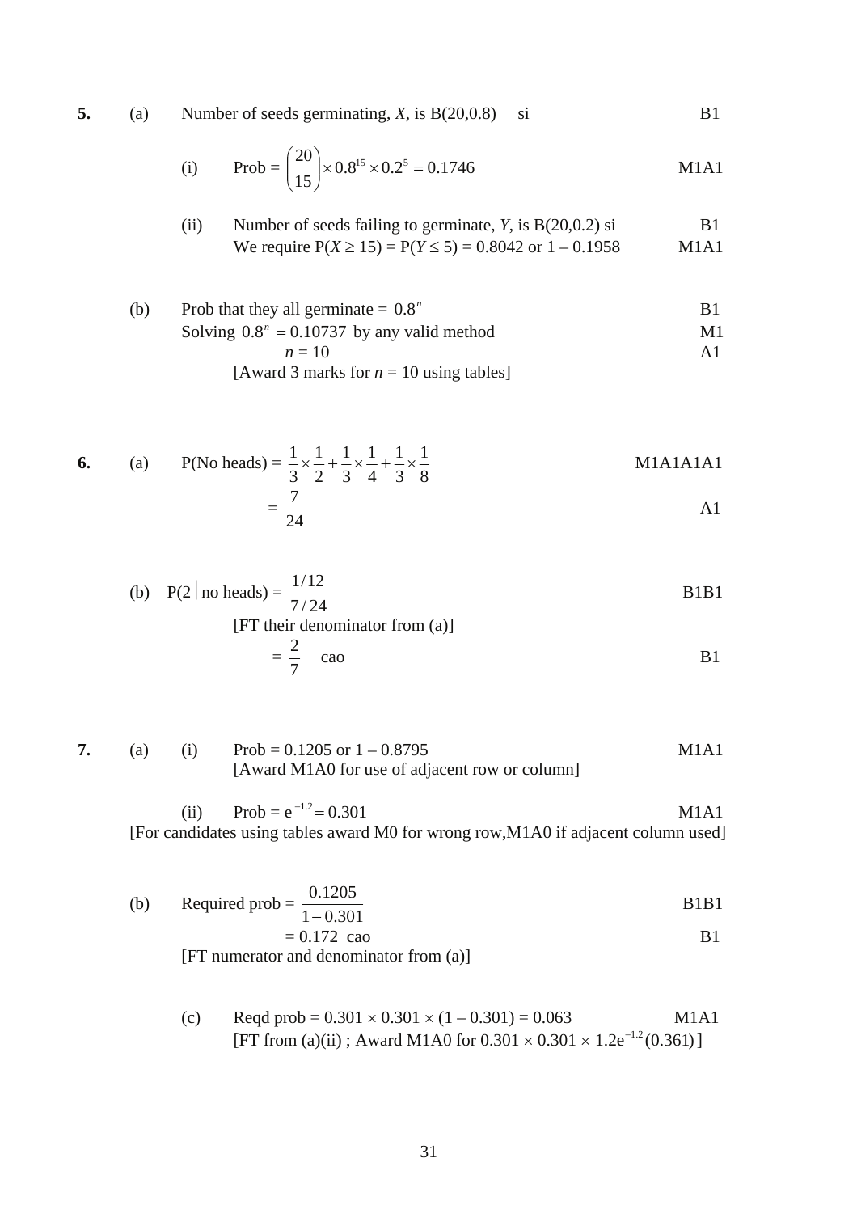**5.** (a) Number of seeds germinating, $X$, is B(20,0.8) si — B1

(i) Prob = $\binom{20}{15} \times 0.8^{15} \times 0.2^{5} = 0.1746$ — M1A1

(ii) Number of seeds failing to germinate, $Y$, is B(20,0.2) si — B1

We require $P(X \geq 15) = P(Y \leq 5) = 0.8042$ or $1 - 0.1958$ — M1A1

(b) Prob that they all germinate = $0.8^{n}$ — B1

Solving $0.8^{n} = 0.10737$ by any valid method — M1

$n = 10$ — A1

[Award 3 marks for $n = 10$ using tables]

**6.** (a) P(No heads) = $\frac{1}{3} \times \frac{1}{2} + \frac{1}{3} \times \frac{1}{4} + \frac{1}{3} \times \frac{1}{8}$ — M1A1A1A1

$= \frac{7}{24}$ — A1

(b) P(2 | no heads) = $\frac{1/12}{7/24}$ — B1B1

[FT their denominator from (a)]

$= \frac{2}{7}$ cao — B1

**7.** (a) (i) Prob = 0.1205 or 1 – 0.8795 — M1A1

[Award M1A0 for use of adjacent row or column]

(ii) Prob = $e^{-1.2} = 0.301$ — M1A1

[For candidates using tables award M0 for wrong row,M1A0 if adjacent column used]

(b) Required prob = $\frac{0.1205}{1 - 0.301}$ — B1B1

$= 0.172$ cao — B1

[FT numerator and denominator from (a)]

(c) Reqd prob = $0.301 \times 0.301 \times (1 - 0.301) = 0.063$ — M1A1

[FT from (a)(ii) ; Award M1A0 for $0.301 \times 0.301 \times 1.2e^{-1.2}(0.361)$ ]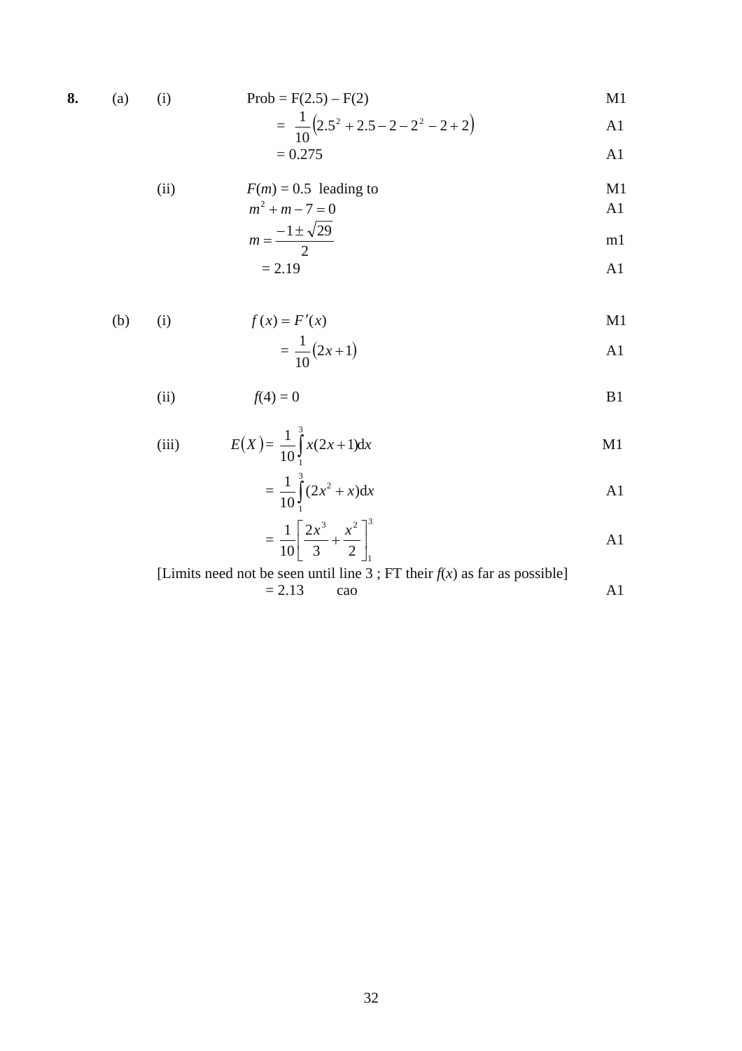**8.** (a) (i)

| | | |
|---|---|---|
| | Prob = F(2.5) – F(2) | M1 |
| | $= \frac{1}{10}\left(2.5^2 + 2.5 - 2 - 2^2 - 2 + 2\right)$ | A1 |
| | $= 0.275$ | A1 |
| (ii) | $F(m) = 0.5$ leading to | M1 |
| | $m^2 + m - 7 = 0$ | A1 |
| | $m = \frac{-1 \pm \sqrt{29}}{2}$ | m1 |
| | $= 2.19$ | A1 |

(b)

| | | |
|---|---|---|
| (i) | $f(x) = F'(x)$ | M1 |
| | $= \frac{1}{10}(2x+1)$ | A1 |
| (ii) | $f(4) = 0$ | B1 |
| (iii) | $E(X) = \frac{1}{10}\int_1^3 x(2x+1)\mathrm{d}x$ | M1 |
| | $= \frac{1}{10}\int_1^3 (2x^2 + x)\mathrm{d}x$ | A1 |
| | $= \frac{1}{10}\left[\frac{2x^3}{3} + \frac{x^2}{2}\right]_1^3$ | A1 |

[Limits need not be seen until line 3 ; FT their $f(x)$ as far as possible]

| | | |
|---|---|---|
| | $= 2.13$ cao | A1 |